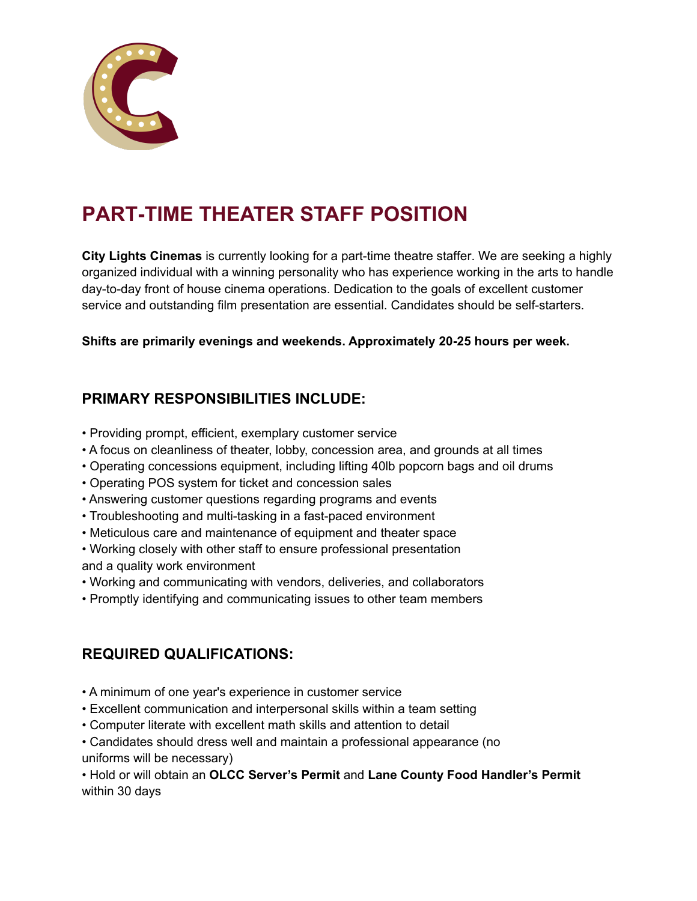# PART-TIME THEATER STAFF POSITION

**City Lights Cinemas** is currently looking for a part-time theatre staffer. We are seeking a highly organized individual with a winning personality who has experience working in the arts to handle day-to-day front of house cinema operations. Dedication to the goals of excellent customer service and outstanding film presentation are essential. Candidates should be self-starters.

**Shifts are primarily evenings and weekends. Approximately 20-25 hours per week.**

## PRIMARY RESPONSIBILITIES INCLUDE:

- Providing prompt, efficient, exemplary customer service
- A focus on cleanliness of theater, lobby, concession area, and grounds at all times
- Operating concessions equipment, including lifting 40lb popcorn bags and oil drums
- Operating POS system for ticket and concession sales
- Answering customer questions regarding programs and events
- Troubleshooting and multi-tasking in a fast-paced environment
- Meticulous care and maintenance of equipment and theater space
- Working closely with other staff to ensure professional presentation and a quality work environment
- Working and communicating with vendors, deliveries, and collaborators
- Promptly identifying and communicating issues to other team members

## REQUIRED QUALIFICATIONS:

- A minimum of one year's experience in customer service
- Excellent communication and interpersonal skills within a team setting
- Computer literate with excellent math skills and attention to detail
- Candidates should dress well and maintain a professional appearance (no uniforms will be necessary)
- Hold or will obtain an **OLCC Server's Permit** and **Lane County Food Handler's Permit** within 30 days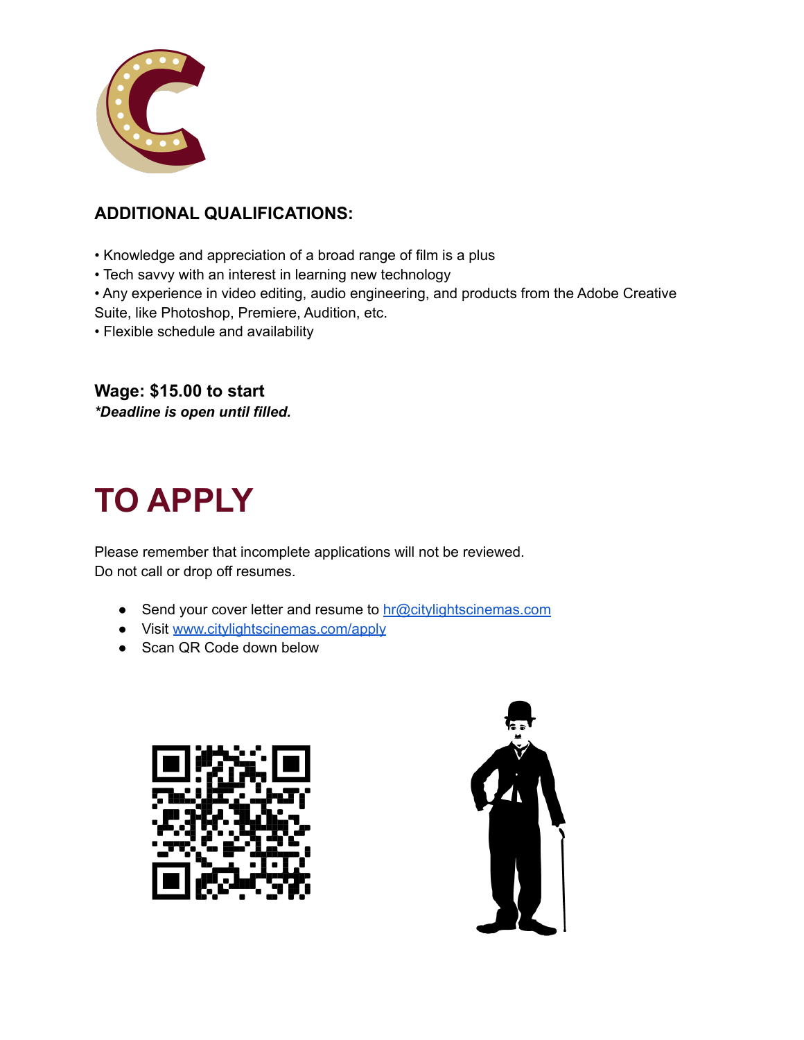**ADDITIONAL QUALIFICATIONS:**

- Knowledge and appreciation of a broad range of film is a plus
- Tech savvy with an interest in learning new technology
- Any experience in video editing, audio engineering, and products from the Adobe Creative Suite, like Photoshop, Premiere, Audition, etc.
- Flexible schedule and availability

**Wage: $15.00 to start**
***Deadline is open until filled.***

# TO APPLY

Please remember that incomplete applications will not be reviewed.
Do not call or drop off resumes.

- Send your cover letter and resume to hr@citylightscinemas.com
- Visit www.citylightscinemas.com/apply
- Scan QR Code down below